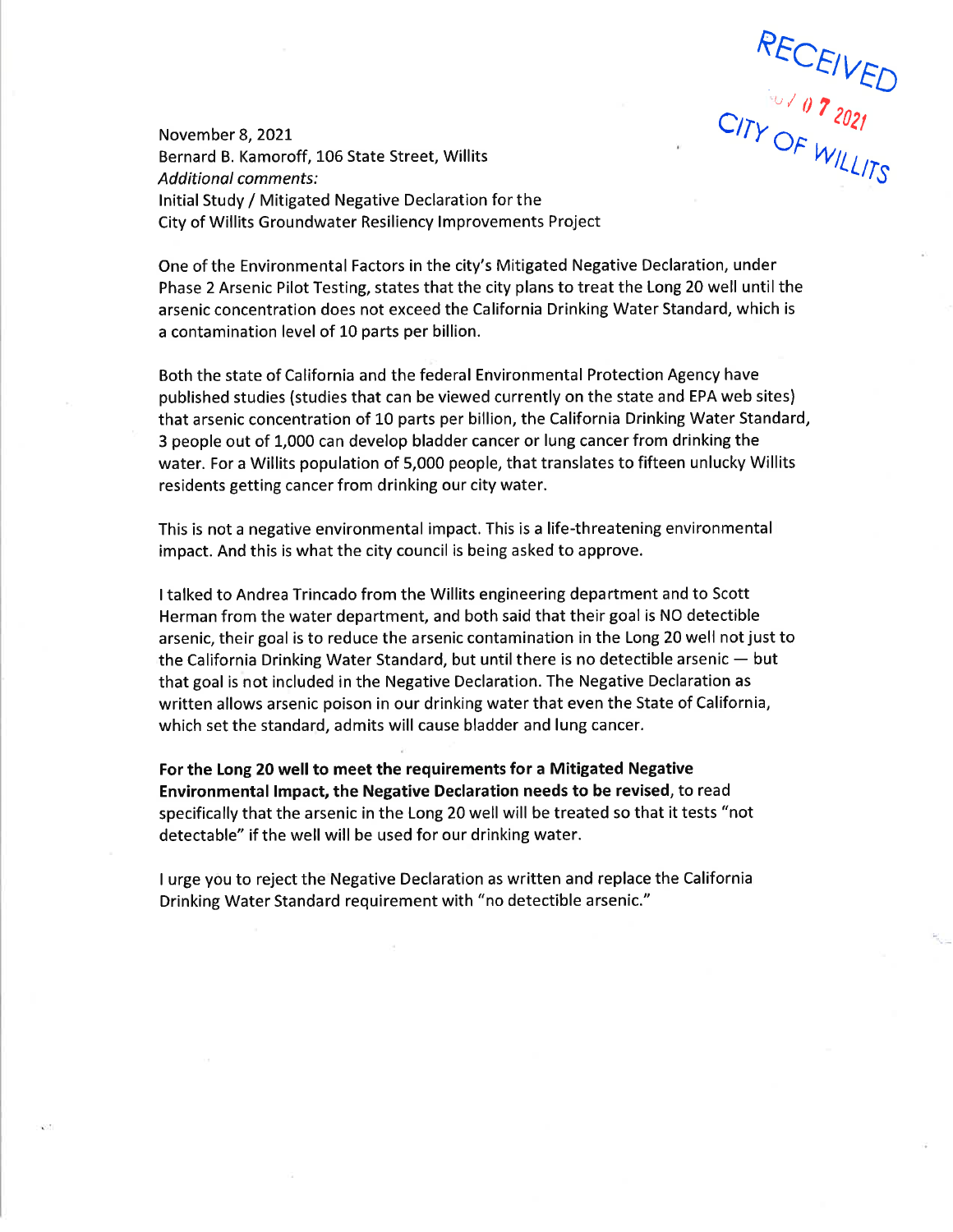RECEIVED
NOV 07 2021
CITY OF WILLITS

November 8, 2021
Bernard B. Kamoroff, 106 State Street, Willits
*Additional comments:*
Initial Study / Mitigated Negative Declaration for the
City of Willits Groundwater Resiliency Improvements Project

One of the Environmental Factors in the city's Mitigated Negative Declaration, under Phase 2 Arsenic Pilot Testing, states that the city plans to treat the Long 20 well until the arsenic concentration does not exceed the California Drinking Water Standard, which is a contamination level of 10 parts per billion.

Both the state of California and the federal Environmental Protection Agency have published studies (studies that can be viewed currently on the state and EPA web sites) that arsenic concentration of 10 parts per billion, the California Drinking Water Standard, 3 people out of 1,000 can develop bladder cancer or lung cancer from drinking the water. For a Willits population of 5,000 people, that translates to fifteen unlucky Willits residents getting cancer from drinking our city water.

This is not a negative environmental impact. This is a life-threatening environmental impact. And this is what the city council is being asked to approve.

I talked to Andrea Trincado from the Willits engineering department and to Scott Herman from the water department, and both said that their goal is NO detectible arsenic, their goal is to reduce the arsenic contamination in the Long 20 well not just to the California Drinking Water Standard, but until there is no detectible arsenic — but that goal is not included in the Negative Declaration. The Negative Declaration as written allows arsenic poison in our drinking water that even the State of California, which set the standard, admits will cause bladder and lung cancer.

**For the Long 20 well to meet the requirements for a Mitigated Negative Environmental Impact, the Negative Declaration needs to be revised**, to read specifically that the arsenic in the Long 20 well will be treated so that it tests "not detectable" if the well will be used for our drinking water.

I urge you to reject the Negative Declaration as written and replace the California Drinking Water Standard requirement with "no detectible arsenic."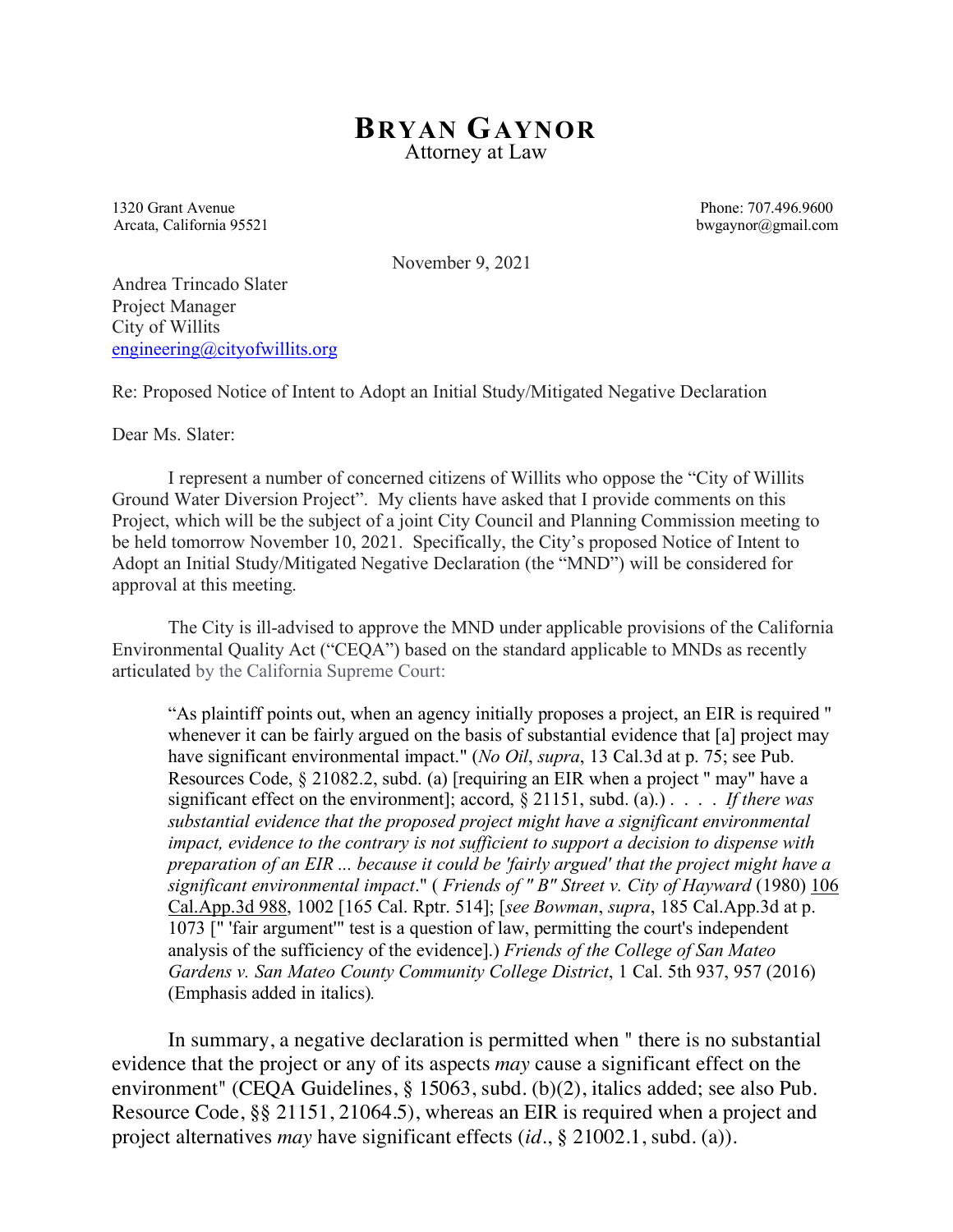# BRYAN GAYNOR
Attorney at Law

1320 Grant Avenue
Arcata, California 95521

Phone: 707.496.9600
bwgaynor@gmail.com

November 9, 2021

Andrea Trincado Slater
Project Manager
City of Willits
engineering@cityofwillits.org

Re: Proposed Notice of Intent to Adopt an Initial Study/Mitigated Negative Declaration

Dear Ms. Slater:

I represent a number of concerned citizens of Willits who oppose the "City of Willits Ground Water Diversion Project". My clients have asked that I provide comments on this Project, which will be the subject of a joint City Council and Planning Commission meeting to be held tomorrow November 10, 2021. Specifically, the City's proposed Notice of Intent to Adopt an Initial Study/Mitigated Negative Declaration (the "MND") will be considered for approval at this meeting.

The City is ill-advised to approve the MND under applicable provisions of the California Environmental Quality Act ("CEQA") based on the standard applicable to MNDs as recently articulated by the California Supreme Court:

> "As plaintiff points out, when an agency initially proposes a project, an EIR is required " whenever it can be fairly argued on the basis of substantial evidence that [a] project may have significant environmental impact." (*No Oil*, *supra*, 13 Cal.3d at p. 75; see Pub. Resources Code, § 21082.2, subd. (a) [requiring an EIR when a project " may" have a significant effect on the environment]; accord, § 21151, subd. (a).) . . . . *If there was substantial evidence that the proposed project might have a significant environmental impact, evidence to the contrary is not sufficient to support a decision to dispense with preparation of an EIR ... because it could be 'fairly argued' that the project might have a significant environmental impact*." ( *Friends of " B" Street v. City of Hayward* (1980) 106 Cal.App.3d 988, 1002 [165 Cal. Rptr. 514]; [*see Bowman*, *supra*, 185 Cal.App.3d at p. 1073 [" 'fair argument'" test is a question of law, permitting the court's independent analysis of the sufficiency of the evidence].) *Friends of the College of San Mateo Gardens v. San Mateo County Community College District*, 1 Cal. 5th 937, 957 (2016) (Emphasis added in italics).

In summary, a negative declaration is permitted when " there is no substantial evidence that the project or any of its aspects *may* cause a significant effect on the environment" (CEQA Guidelines, § 15063, subd. (b)(2), italics added; see also Pub. Resource Code, §§ 21151, 21064.5), whereas an EIR is required when a project and project alternatives *may* have significant effects (*id*., § 21002.1, subd. (a)).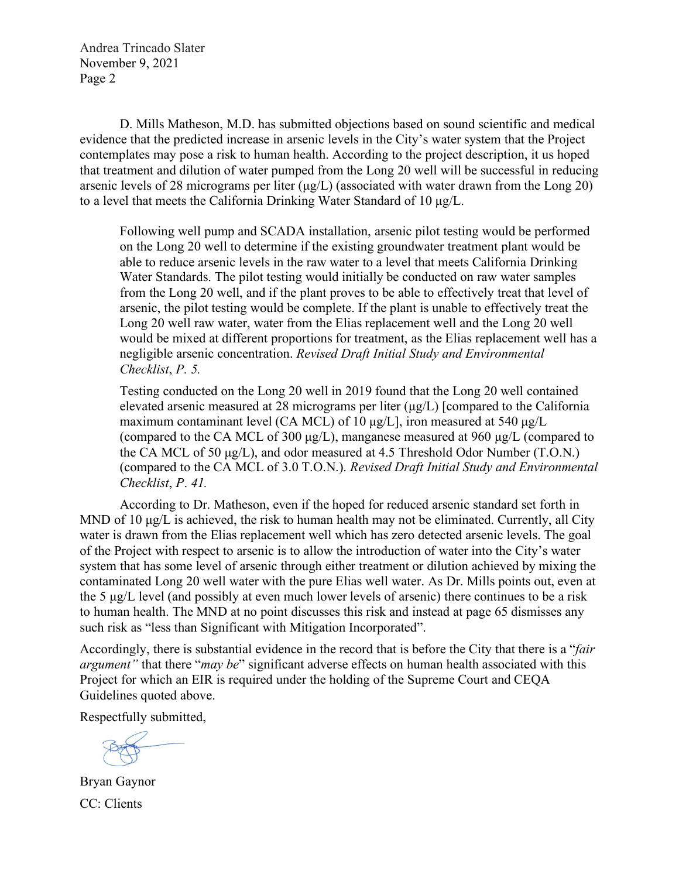D. Mills Matheson, M.D. has submitted objections based on sound scientific and medical evidence that the predicted increase in arsenic levels in the City's water system that the Project contemplates may pose a risk to human health. According to the project description, it us hoped that treatment and dilution of water pumped from the Long 20 well will be successful in reducing arsenic levels of 28 micrograms per liter (μg/L) (associated with water drawn from the Long 20) to a level that meets the California Drinking Water Standard of 10 μg/L.

> Following well pump and SCADA installation, arsenic pilot testing would be performed on the Long 20 well to determine if the existing groundwater treatment plant would be able to reduce arsenic levels in the raw water to a level that meets California Drinking Water Standards. The pilot testing would initially be conducted on raw water samples from the Long 20 well, and if the plant proves to be able to effectively treat that level of arsenic, the pilot testing would be complete. If the plant is unable to effectively treat the Long 20 well raw water, water from the Elias replacement well and the Long 20 well would be mixed at different proportions for treatment, as the Elias replacement well has a negligible arsenic concentration. *Revised Draft Initial Study and Environmental Checklist*, *P. 5.*
>
> Testing conducted on the Long 20 well in 2019 found that the Long 20 well contained elevated arsenic measured at 28 micrograms per liter (μg/L) [compared to the California maximum contaminant level (CA MCL) of 10 μg/L], iron measured at 540 μg/L (compared to the CA MCL of 300 μg/L), manganese measured at 960 μg/L (compared to the CA MCL of 50 μg/L), and odor measured at 4.5 Threshold Odor Number (T.O.N.) (compared to the CA MCL of 3.0 T.O.N.). *Revised Draft Initial Study and Environmental Checklist*, *P. 41.*

According to Dr. Matheson, even if the hoped for reduced arsenic standard set forth in MND of 10 μg/L is achieved, the risk to human health may not be eliminated. Currently, all City water is drawn from the Elias replacement well which has zero detected arsenic levels. The goal of the Project with respect to arsenic is to allow the introduction of water into the City's water system that has some level of arsenic through either treatment or dilution achieved by mixing the contaminated Long 20 well water with the pure Elias well water. As Dr. Mills points out, even at the 5 μg/L level (and possibly at even much lower levels of arsenic) there continues to be a risk to human health. The MND at no point discusses this risk and instead at page 65 dismisses any such risk as "less than Significant with Mitigation Incorporated".

Accordingly, there is substantial evidence in the record that is before the City that there is a "*fair argument"* that there "*may be*" significant adverse effects on human health associated with this Project for which an EIR is required under the holding of the Supreme Court and CEQA Guidelines quoted above.

Respectfully submitted,

Bryan Gaynor

CC: Clients